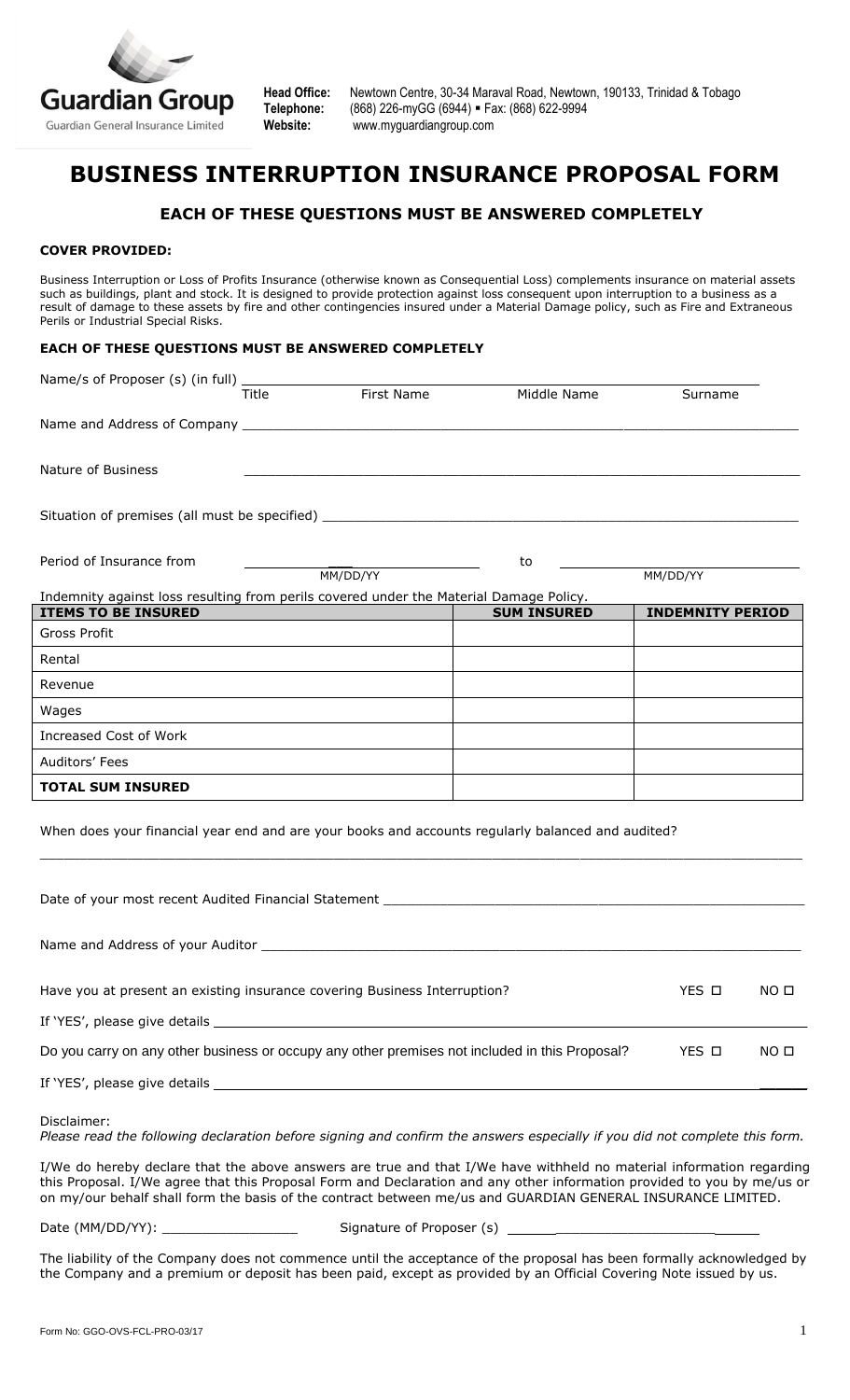Guardian Group
Guardian General Insurance Limited

**Head Office:** Newtown Centre, 30-34 Maraval Road, Newtown, 190133, Trinidad & Tobago
**Telephone:** (868) 226-myGG (6944) ▪ Fax: (868) 622-9994
**Website:** www.myguardiangroup.com

# BUSINESS INTERRUPTION INSURANCE PROPOSAL FORM

## EACH OF THESE QUESTIONS MUST BE ANSWERED COMPLETELY

**COVER PROVIDED:**

Business Interruption or Loss of Profits Insurance (otherwise known as Consequential Loss) complements insurance on material assets such as buildings, plant and stock. It is designed to provide protection against loss consequent upon interruption to a business as a result of damage to these assets by fire and other contingencies insured under a Material Damage policy, such as Fire and Extraneous Perils or Industrial Special Risks.

**EACH OF THESE QUESTIONS MUST BE ANSWERED COMPLETELY**

Name/s of Proposer (s) (in full) ______________________________________________
Title First Name Middle Name Surname

Name and Address of Company ______________________________________________

Nature of Business ______________________________________________

Situation of premises (all must be specified) ______________________________________________

Period of Insurance from ______________ to ______________
MM/DD/YY MM/DD/YY

Indemnity against loss resulting from perils covered under the Material Damage Policy.

| ITEMS TO BE INSURED | SUM INSURED | INDEMNITY PERIOD |
|---|---|---|
| Gross Profit | | |
| Rental | | |
| Revenue | | |
| Wages | | |
| Increased Cost of Work | | |
| Auditors' Fees | | |
| **TOTAL SUM INSURED** | | |

When does your financial year end and are your books and accounts regularly balanced and audited?

______________________________________________

Date of your most recent Audited Financial Statement ______________________________________________

Name and Address of your Auditor ______________________________________________

Have you at present an existing insurance covering Business Interruption? YES ☐ NO ☐

If 'YES', please give details ______________________________________________

Do you carry on any other business or occupy any other premises not included in this Proposal? YES ☐ NO ☐

If 'YES', please give details ______________________________________________

Disclaimer:
*Please read the following declaration before signing and confirm the answers especially if you did not complete this form.*

I/We do hereby declare that the above answers are true and that I/We have withheld no material information regarding this Proposal. I/We agree that this Proposal Form and Declaration and any other information provided to you by me/us or on my/our behalf shall form the basis of the contract between me/us and GUARDIAN GENERAL INSURANCE LIMITED.

Date (MM/DD/YY): ________________ Signature of Proposer (s) ______________________________

The liability of the Company does not commence until the acceptance of the proposal has been formally acknowledged by the Company and a premium or deposit has been paid, except as provided by an Official Covering Note issued by us.

Form No: GGO-OVS-FCL-PRO-03/17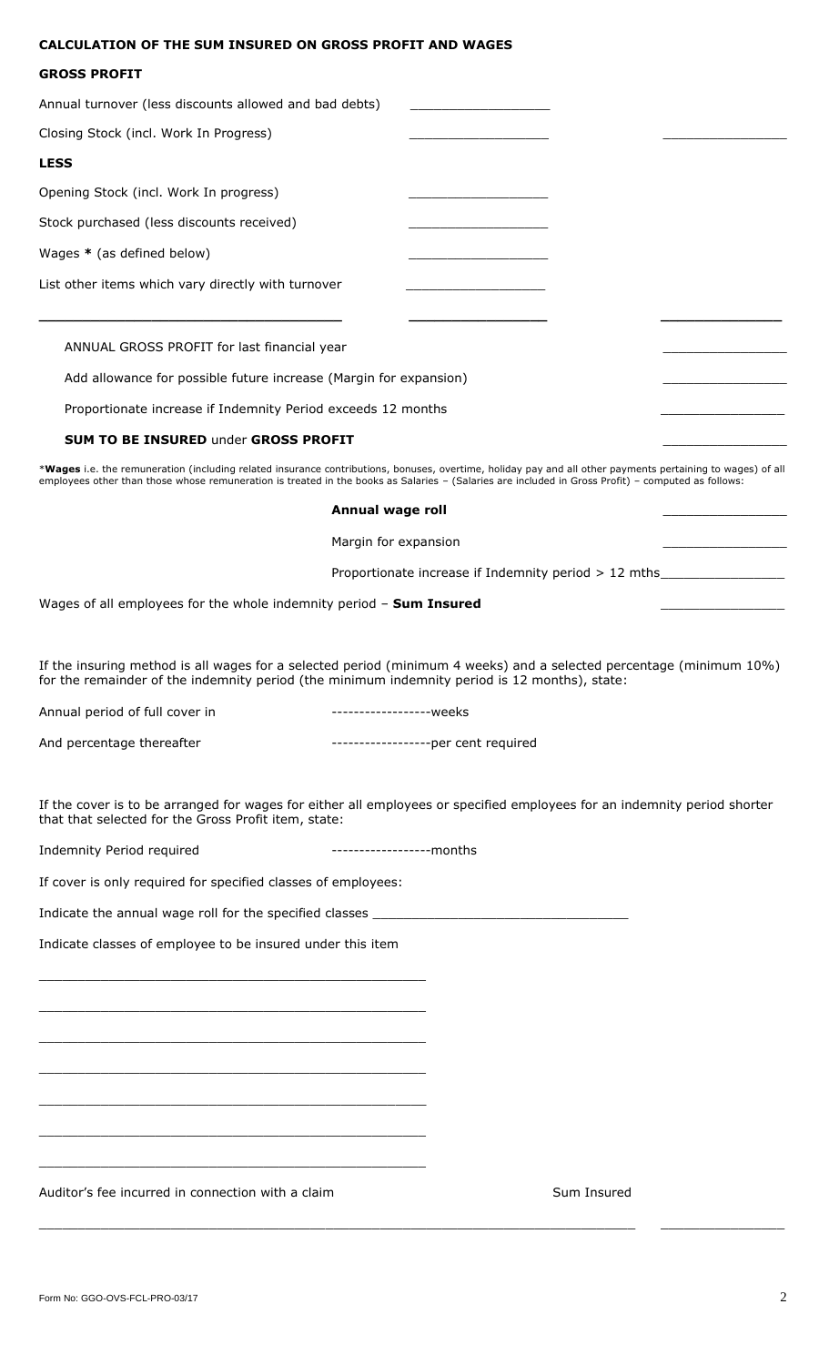**CALCULATION OF THE SUM INSURED ON GROSS PROFIT AND WAGES**

**GROSS PROFIT**

| | | |
|---|---|---|
| Annual turnover (less discounts allowed and bad debts) | ________________ | |
| Closing Stock (incl. Work In Progress) | ________________ | ________________ |
| **LESS** | | |
| Opening Stock (incl. Work In progress) | ________________ | |
| Stock purchased (less discounts received) | ________________ | |
| Wages * (as defined below) | ________________ | |
| List other items which vary directly with turnover | ________________ | |
| ________________________________ | ________________ | ________________ |
| ANNUAL GROSS PROFIT for last financial year | | ________________ |
| Add allowance for possible future increase (Margin for expansion) | | ________________ |
| Proportionate increase if Indemnity Period exceeds 12 months | | ________________ |
| **SUM TO BE INSURED** under **GROSS PROFIT** | | ________________ |

***Wages** i.e. the remuneration (including related insurance contributions, bonuses, overtime, holiday pay and all other payments pertaining to wages) of all employees other than those whose remuneration is treated in the books as Salaries – (Salaries are included in Gross Profit) – computed as follows:

| | |
|---|---|
| **Annual wage roll** | ________________ |
| Margin for expansion | ________________ |
| Proportionate increase if Indemnity period > 12 mths | ________________ |
| Wages of all employees for the whole indemnity period – **Sum Insured** | ________________ |

If the insuring method is all wages for a selected period (minimum 4 weeks) and a selected percentage (minimum 10%) for the remainder of the indemnity period (the minimum indemnity period is 12 months), state:

Annual period of full cover in ------------------weeks

And percentage thereafter ------------------per cent required

If the cover is to be arranged for wages for either all employees or specified employees for an indemnity period shorter that that selected for the Gross Profit item, state:

Indemnity Period required ------------------months

If cover is only required for specified classes of employees:

Indicate the annual wage roll for the specified classes ________________________________

Indicate classes of employee to be insured under this item

________________________________________________

________________________________________________

________________________________________________

________________________________________________

________________________________________________

________________________________________________

________________________________________________

| Auditor's fee incurred in connection with a claim | Sum Insured |
|---|---|
| ________________________________________________ | ________________ |

Form No: GGO-OVS-FCL-PRO-03/17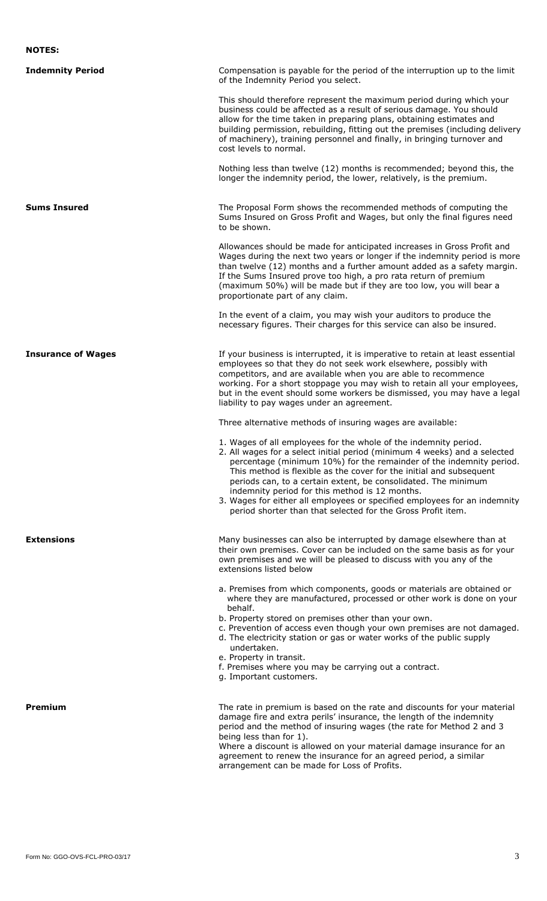**NOTES:**

**Indemnity Period**

Compensation is payable for the period of the interruption up to the limit of the Indemnity Period you select.

This should therefore represent the maximum period during which your business could be affected as a result of serious damage. You should allow for the time taken in preparing plans, obtaining estimates and building permission, rebuilding, fitting out the premises (including delivery of machinery), training personnel and finally, in bringing turnover and cost levels to normal.

Nothing less than twelve (12) months is recommended; beyond this, the longer the indemnity period, the lower, relatively, is the premium.

**Sums Insured**

The Proposal Form shows the recommended methods of computing the Sums Insured on Gross Profit and Wages, but only the final figures need to be shown.

Allowances should be made for anticipated increases in Gross Profit and Wages during the next two years or longer if the indemnity period is more than twelve (12) months and a further amount added as a safety margin. If the Sums Insured prove too high, a pro rata return of premium (maximum 50%) will be made but if they are too low, you will bear a proportionate part of any claim.

In the event of a claim, you may wish your auditors to produce the necessary figures. Their charges for this service can also be insured.

**Insurance of Wages**

If your business is interrupted, it is imperative to retain at least essential employees so that they do not seek work elsewhere, possibly with competitors, and are available when you are able to recommence working. For a short stoppage you may wish to retain all your employees, but in the event should some workers be dismissed, you may have a legal liability to pay wages under an agreement.

Three alternative methods of insuring wages are available:

1. Wages of all employees for the whole of the indemnity period.
2. All wages for a select initial period (minimum 4 weeks) and a selected percentage (minimum 10%) for the remainder of the indemnity period. This method is flexible as the cover for the initial and subsequent periods can, to a certain extent, be consolidated. The minimum indemnity period for this method is 12 months.
3. Wages for either all employees or specified employees for an indemnity period shorter than that selected for the Gross Profit item.

**Extensions**

Many businesses can also be interrupted by damage elsewhere than at their own premises. Cover can be included on the same basis as for your own premises and we will be pleased to discuss with you any of the extensions listed below

a. Premises from which components, goods or materials are obtained or where they are manufactured, processed or other work is done on your behalf.
b. Property stored on premises other than your own.
c. Prevention of access even though your own premises are not damaged.
d. The electricity station or gas or water works of the public supply undertaken.
e. Property in transit.
f. Premises where you may be carrying out a contract.
g. Important customers.

**Premium**

The rate in premium is based on the rate and discounts for your material damage fire and extra perils' insurance, the length of the indemnity period and the method of insuring wages (the rate for Method 2 and 3 being less than for 1).
Where a discount is allowed on your material damage insurance for an agreement to renew the insurance for an agreed period, a similar arrangement can be made for Loss of Profits.

Form No: GGO-OVS-FCL-PRO-03/17